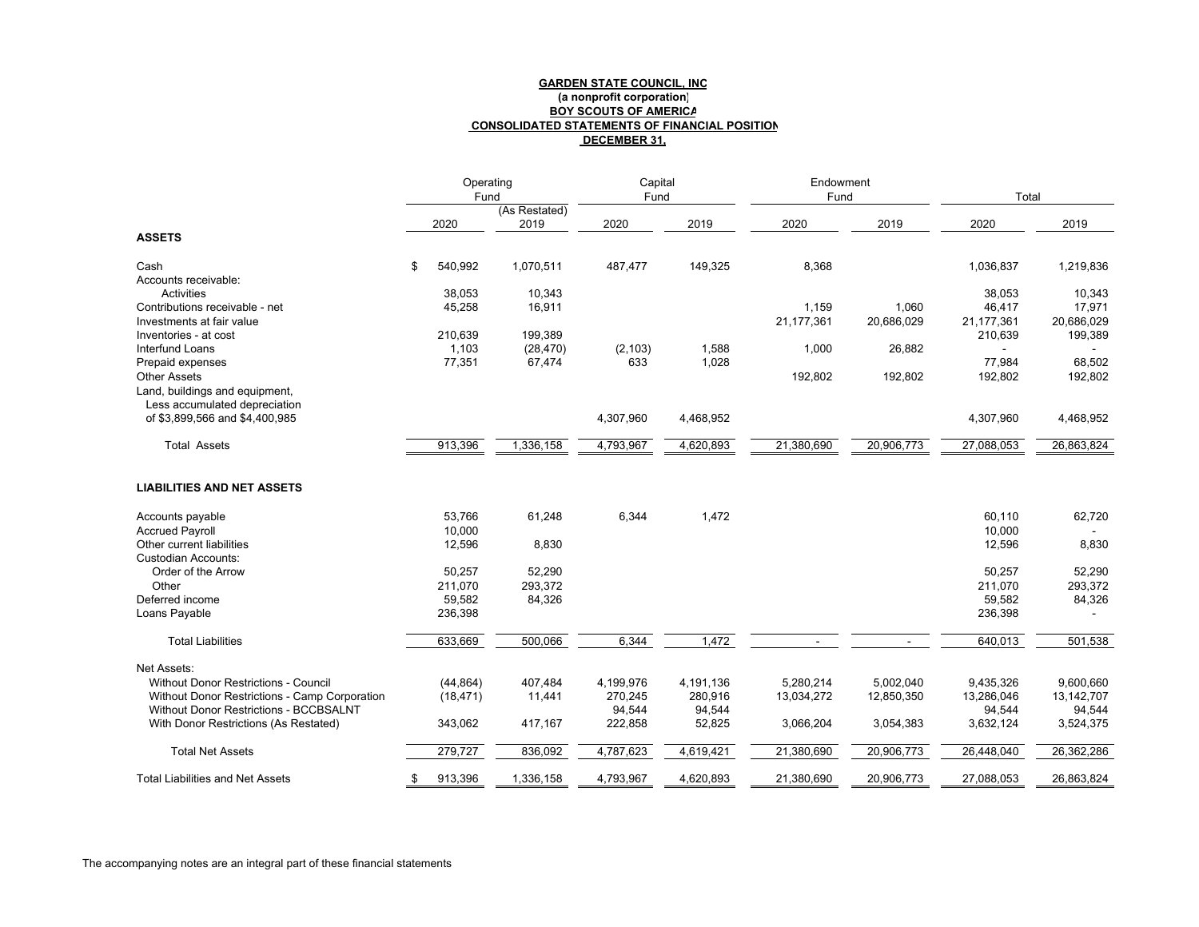**GARDEN STATE COUNCIL, INC**
**(a nonprofit corporation)**
**BOY SCOUTS OF AMERICA**
**CONSOLIDATED STATEMENTS OF FINANCIAL POSITION**
**DECEMBER 31,**

| | Operating Fund | | Capital Fund | | Endowment Fund | | Total | |
|---|---|---|---|---|---|---|---|---|
| | 2020 | (As Restated) 2019 | 2020 | 2019 | 2020 | 2019 | 2020 | 2019 |
| **ASSETS** | | | | | | | | |
| Cash | $ 540,992 | 1,070,511 | 487,477 | 149,325 | 8,368 | | 1,036,837 | 1,219,836 |
| Accounts receivable: | | | | | | | | |
| Activities | 38,053 | 10,343 | | | | | 38,053 | 10,343 |
| Contributions receivable - net | 45,258 | 16,911 | | | 1,159 | 1,060 | 46,417 | 17,971 |
| Investments at fair value | | | | | 21,177,361 | 20,686,029 | 21,177,361 | 20,686,029 |
| Inventories - at cost | 210,639 | 199,389 | | | | | 210,639 | 199,389 |
| Interfund Loans | 1,103 | (28,470) | (2,103) | 1,588 | 1,000 | 26,882 | - | - |
| Prepaid expenses | 77,351 | 67,474 | 633 | 1,028 | | | 77,984 | 68,502 |
| Other Assets | | | | | 192,802 | 192,802 | 192,802 | 192,802 |
| Land, buildings and equipment, Less accumulated depreciation of $3,899,566 and $4,400,985 | | | 4,307,960 | 4,468,952 | | | 4,307,960 | 4,468,952 |
| Total Assets | 913,396 | 1,336,158 | 4,793,967 | 4,620,893 | 21,380,690 | 20,906,773 | 27,088,053 | 26,863,824 |
| **LIABILITIES AND NET ASSETS** | | | | | | | | |
| Accounts payable | 53,766 | 61,248 | 6,344 | 1,472 | | | 60,110 | 62,720 |
| Accrued Payroll | 10,000 | | | | | | 10,000 | - |
| Other current liabilities | 12,596 | 8,830 | | | | | 12,596 | 8,830 |
| Custodian Accounts: | | | | | | | | |
| Order of the Arrow | 50,257 | 52,290 | | | | | 50,257 | 52,290 |
| Other | 211,070 | 293,372 | | | | | 211,070 | 293,372 |
| Deferred income | 59,582 | 84,326 | | | | | 59,582 | 84,326 |
| Loans Payable | 236,398 | | | | | | 236,398 | - |
| Total Liabilities | 633,669 | 500,066 | 6,344 | 1,472 | - | - | 640,013 | 501,538 |
| Net Assets: | | | | | | | | |
| Without Donor Restrictions - Council | (44,864) | 407,484 | 4,199,976 | 4,191,136 | 5,280,214 | 5,002,040 | 9,435,326 | 9,600,660 |
| Without Donor Restrictions - Camp Corporation | (18,471) | 11,441 | 270,245 | 280,916 | 13,034,272 | 12,850,350 | 13,286,046 | 13,142,707 |
| Without Donor Restrictions - BCCBSALNT | | | 94,544 | 94,544 | | | 94,544 | 94,544 |
| With Donor Restrictions (As Restated) | 343,062 | 417,167 | 222,858 | 52,825 | 3,066,204 | 3,054,383 | 3,632,124 | 3,524,375 |
| Total Net Assets | 279,727 | 836,092 | 4,787,623 | 4,619,421 | 21,380,690 | 20,906,773 | 26,448,040 | 26,362,286 |
| Total Liabilities and Net Assets | $ 913,396 | 1,336,158 | 4,793,967 | 4,620,893 | 21,380,690 | 20,906,773 | 27,088,053 | 26,863,824 |

The accompanying notes are an integral part of these financial statements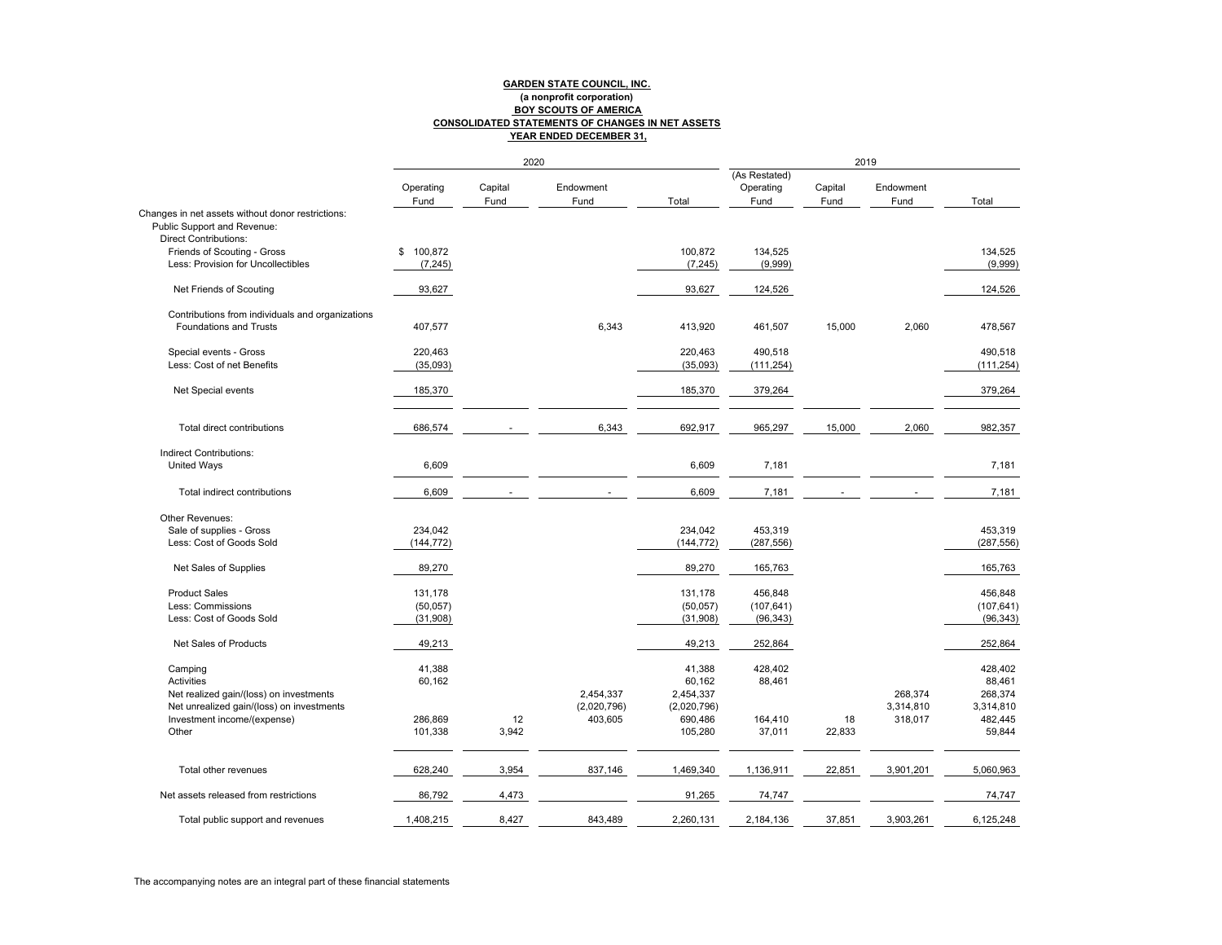**GARDEN STATE COUNCIL, INC.**
**(a nonprofit corporation)**
**BOY SCOUTS OF AMERICA**
**CONSOLIDATED STATEMENTS OF CHANGES IN NET ASSETS**
**YEAR ENDED DECEMBER 31,**

| | 2020 | | | | 2019 | | | |
|---|---|---|---|---|---|---|---|---|
| | Operating Fund | Capital Fund | Endowment Fund | Total | (As Restated) Operating Fund | Capital Fund | Endowment Fund | Total |
| Changes in net assets without donor restrictions: | | | | | | | | |
| Public Support and Revenue: | | | | | | | | |
| Direct Contributions: | | | | | | | | |
| Friends of Scouting - Gross | $ 100,872 | | | 100,872 | 134,525 | | | 134,525 |
| Less: Provision for Uncollectibles | (7,245) | | | (7,245) | (9,999) | | | (9,999) |
| Net Friends of Scouting | 93,627 | | | 93,627 | 124,526 | | | 124,526 |
| Contributions from individuals and organizations Foundations and Trusts | 407,577 | | 6,343 | 413,920 | 461,507 | 15,000 | 2,060 | 478,567 |
| Special events - Gross | 220,463 | | | 220,463 | 490,518 | | | 490,518 |
| Less: Cost of net Benefits | (35,093) | | | (35,093) | (111,254) | | | (111,254) |
| Net Special events | 185,370 | | | 185,370 | 379,264 | | | 379,264 |
| Total direct contributions | 686,574 | - | 6,343 | 692,917 | 965,297 | 15,000 | 2,060 | 982,357 |
| Indirect Contributions: | | | | | | | | |
| United Ways | 6,609 | | | 6,609 | 7,181 | | | 7,181 |
| Total indirect contributions | 6,609 | - | - | 6,609 | 7,181 | - | - | 7,181 |
| Other Revenues: | | | | | | | | |
| Sale of supplies - Gross | 234,042 | | | 234,042 | 453,319 | | | 453,319 |
| Less: Cost of Goods Sold | (144,772) | | | (144,772) | (287,556) | | | (287,556) |
| Net Sales of Supplies | 89,270 | | | 89,270 | 165,763 | | | 165,763 |
| Product Sales | 131,178 | | | 131,178 | 456,848 | | | 456,848 |
| Less: Commissions | (50,057) | | | (50,057) | (107,641) | | | (107,641) |
| Less: Cost of Goods Sold | (31,908) | | | (31,908) | (96,343) | | | (96,343) |
| Net Sales of Products | 49,213 | | | 49,213 | 252,864 | | | 252,864 |
| Camping | 41,388 | | | 41,388 | 428,402 | | | 428,402 |
| Activities | 60,162 | | | 60,162 | 88,461 | | | 88,461 |
| Net realized gain/(loss) on investments | | | 2,454,337 | 2,454,337 | | | 268,374 | 268,374 |
| Net unrealized gain/(loss) on investments | | | (2,020,796) | (2,020,796) | | | 3,314,810 | 3,314,810 |
| Investment income/(expense) | 286,869 | 12 | 403,605 | 690,486 | 164,410 | 18 | 318,017 | 482,445 |
| Other | 101,338 | 3,942 | | 105,280 | 37,011 | 22,833 | | 59,844 |
| Total other revenues | 628,240 | 3,954 | 837,146 | 1,469,340 | 1,136,911 | 22,851 | 3,901,201 | 5,060,963 |
| Net assets released from restrictions | 86,792 | 4,473 | | 91,265 | 74,747 | | | 74,747 |
| Total public support and revenues | 1,408,215 | 8,427 | 843,489 | 2,260,131 | 2,184,136 | 37,851 | 3,903,261 | 6,125,248 |

The accompanying notes are an integral part of these financial statements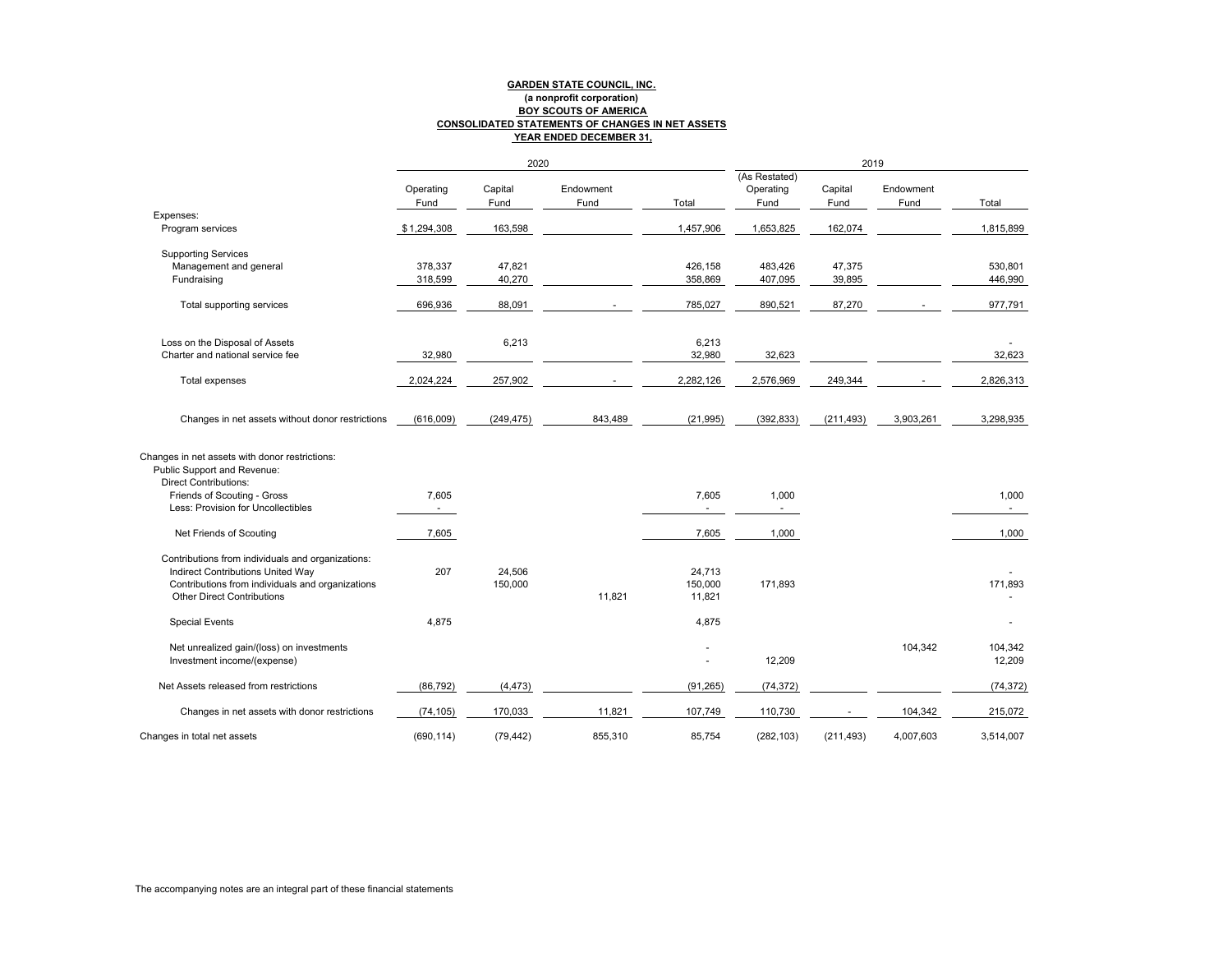**GARDEN STATE COUNCIL, INC.**
**(a nonprofit corporation)**
**BOY SCOUTS OF AMERICA**
**CONSOLIDATED STATEMENTS OF CHANGES IN NET ASSETS**
**YEAR ENDED DECEMBER 31,**

| | 2020 | | | | 2019 | | | |
|---|---|---|---|---|---|---|---|---|
| | Operating Fund | Capital Fund | Endowment Fund | Total | (As Restated) Operating Fund | Capital Fund | Endowment Fund | Total |
| Expenses: | | | | | | | | |
| Program services | $1,294,308 | 163,598 | | 1,457,906 | 1,653,825 | 162,074 | | 1,815,899 |
| Supporting Services | | | | | | | | |
| Management and general | 378,337 | 47,821 | | 426,158 | 483,426 | 47,375 | | 530,801 |
| Fundraising | 318,599 | 40,270 | | 358,869 | 407,095 | 39,895 | | 446,990 |
| Total supporting services | 696,936 | 88,091 | - | 785,027 | 890,521 | 87,270 | - | 977,791 |
| Loss on the Disposal of Assets | | 6,213 | | 6,213 | | | | - |
| Charter and national service fee | 32,980 | | | 32,980 | 32,623 | | | 32,623 |
| Total expenses | 2,024,224 | 257,902 | - | 2,282,126 | 2,576,969 | 249,344 | - | 2,826,313 |
| Changes in net assets without donor restrictions | (616,009) | (249,475) | 843,489 | (21,995) | (392,833) | (211,493) | 3,903,261 | 3,298,935 |
| Changes in net assets with donor restrictions: | | | | | | | | |
| Public Support and Revenue: | | | | | | | | |
| Direct Contributions: | | | | | | | | |
| Friends of Scouting - Gross | 7,605 | | | 7,605 | 1,000 | | | 1,000 |
| Less: Provision for Uncollectibles | - | | | - | - | | | - |
| Net Friends of Scouting | 7,605 | | | 7,605 | 1,000 | | | 1,000 |
| Contributions from individuals and organizations: | | | | | | | | |
| Indirect Contributions United Way | 207 | 24,506 | | 24,713 | | | | - |
| Contributions from individuals and organizations | | 150,000 | | 150,000 | 171,893 | | | 171,893 |
| Other Direct Contributions | | | 11,821 | 11,821 | | | | - |
| Special Events | 4,875 | | | 4,875 | | | | - |
| Net unrealized gain/(loss) on investments | | | | - | | | 104,342 | 104,342 |
| Investment income/(expense) | | | | - | 12,209 | | | 12,209 |
| Net Assets released from restrictions | (86,792) | (4,473) | | (91,265) | (74,372) | | | (74,372) |
| Changes in net assets with donor restrictions | (74,105) | 170,033 | 11,821 | 107,749 | 110,730 | - | 104,342 | 215,072 |
| Changes in total net assets | (690,114) | (79,442) | 855,310 | 85,754 | (282,103) | (211,493) | 4,007,603 | 3,514,007 |

The accompanying notes are an integral part of these financial statements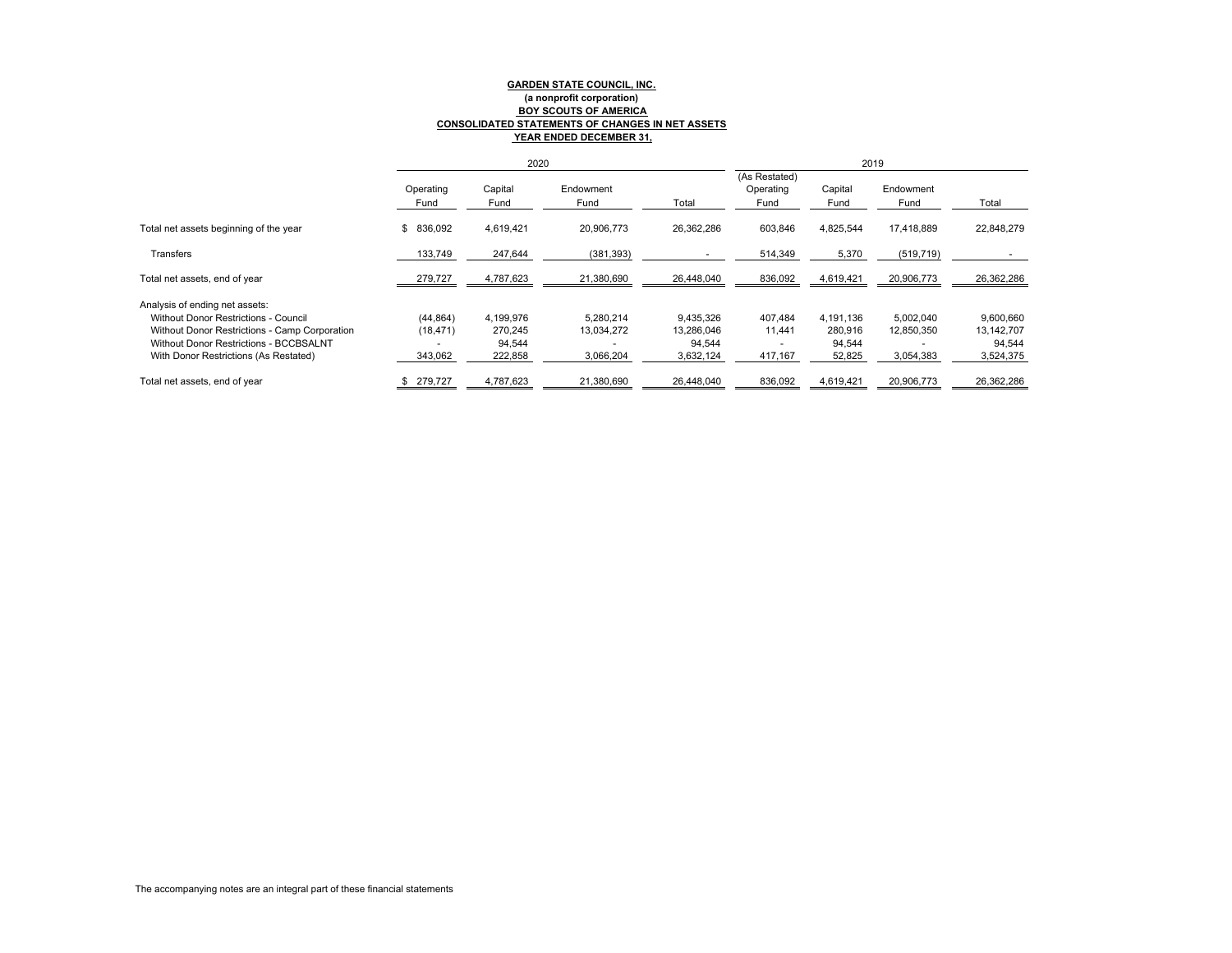**GARDEN STATE COUNCIL, INC.**
**(a nonprofit corporation)**
**BOY SCOUTS OF AMERICA**
**CONSOLIDATED STATEMENTS OF CHANGES IN NET ASSETS**
**YEAR ENDED DECEMBER 31,**

| | 2020 | | | | 2019 | | | |
|---|---|---|---|---|---|---|---|---|
| | Operating Fund | Capital Fund | Endowment Fund | Total | (As Restated) Operating Fund | Capital Fund | Endowment Fund | Total |
| Total net assets beginning of the year | $ 836,092 | 4,619,421 | 20,906,773 | 26,362,286 | 603,846 | 4,825,544 | 17,418,889 | 22,848,279 |
| Transfers | 133,749 | 247,644 | (381,393) | - | 514,349 | 5,370 | (519,719) | - |
| Total net assets, end of year | 279,727 | 4,787,623 | 21,380,690 | 26,448,040 | 836,092 | 4,619,421 | 20,906,773 | 26,362,286 |
| Analysis of ending net assets: | | | | | | | | |
| Without Donor Restrictions - Council | (44,864) | 4,199,976 | 5,280,214 | 9,435,326 | 407,484 | 4,191,136 | 5,002,040 | 9,600,660 |
| Without Donor Restrictions - Camp Corporation | (18,471) | 270,245 | 13,034,272 | 13,286,046 | 11,441 | 280,916 | 12,850,350 | 13,142,707 |
| Without Donor Restrictions - BCCBSALNT | - | 94,544 | - | 94,544 | - | 94,544 | - | 94,544 |
| With Donor Restrictions (As Restated) | 343,062 | 222,858 | 3,066,204 | 3,632,124 | 417,167 | 52,825 | 3,054,383 | 3,524,375 |
| Total net assets, end of year | $ 279,727 | 4,787,623 | 21,380,690 | 26,448,040 | 836,092 | 4,619,421 | 20,906,773 | 26,362,286 |

The accompanying notes are an integral part of these financial statements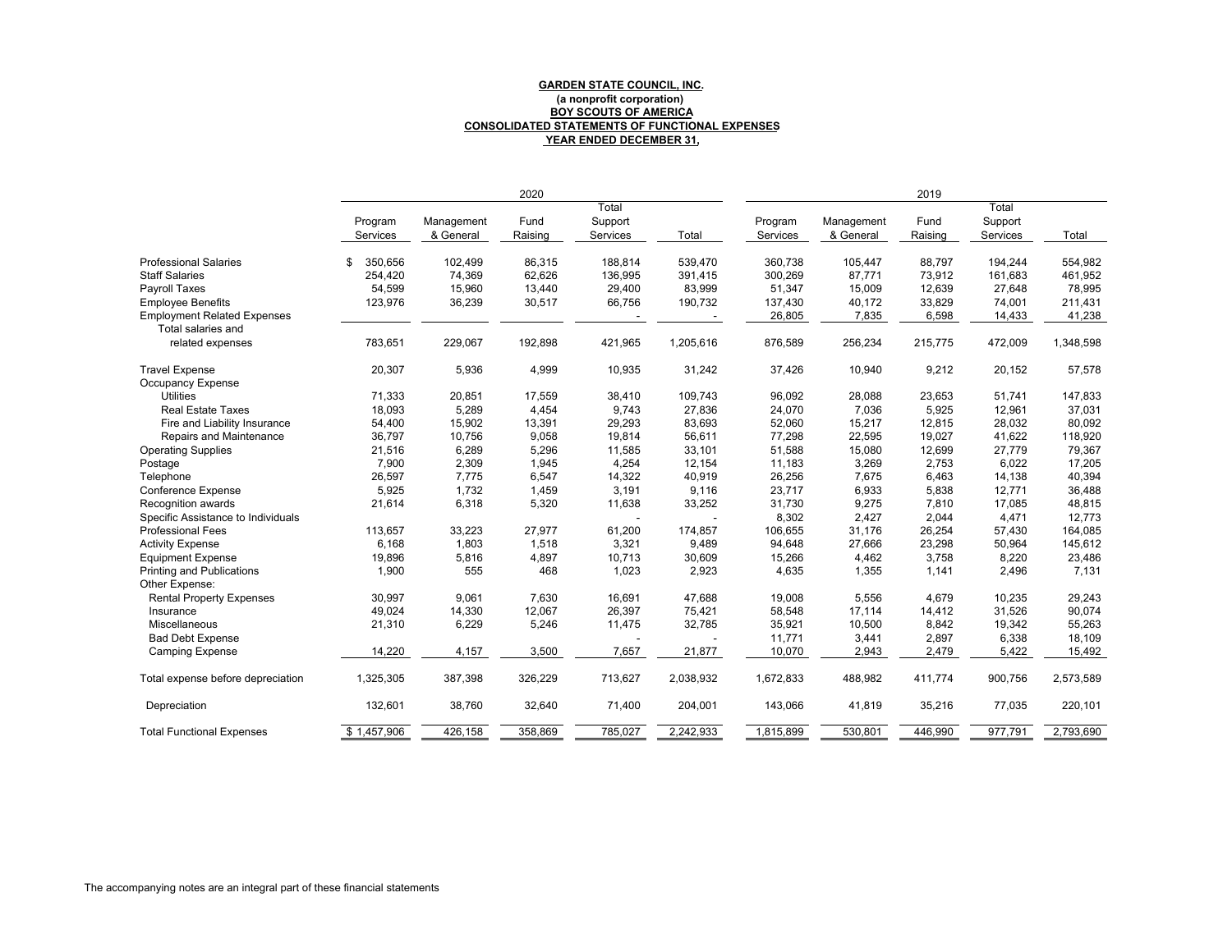**GARDEN STATE COUNCIL, INC.**
**(a nonprofit corporation)**
**BOY SCOUTS OF AMERICA**
**CONSOLIDATED STATEMENTS OF FUNCTIONAL EXPENSES**
**YEAR ENDED DECEMBER 31,**

| | 2020 | | | | | 2019 | | | | |
|---|---|---|---|---|---|---|---|---|---|---|
| | Program Services | Management & General | Fund Raising | Total Support Services | Total | Program Services | Management & General | Fund Raising | Total Support Services | Total |
| Professional Salaries | $ 350,656 | 102,499 | 86,315 | 188,814 | 539,470 | 360,738 | 105,447 | 88,797 | 194,244 | 554,982 |
| Staff Salaries | 254,420 | 74,369 | 62,626 | 136,995 | 391,415 | 300,269 | 87,771 | 73,912 | 161,683 | 461,952 |
| Payroll Taxes | 54,599 | 15,960 | 13,440 | 29,400 | 83,999 | 51,347 | 15,009 | 12,639 | 27,648 | 78,995 |
| Employee Benefits | 123,976 | 36,239 | 30,517 | 66,756 | 190,732 | 137,430 | 40,172 | 33,829 | 74,001 | 211,431 |
| Employment Related Expenses | | | | - | - | 26,805 | 7,835 | 6,598 | 14,433 | 41,238 |
| Total salaries and related expenses | 783,651 | 229,067 | 192,898 | 421,965 | 1,205,616 | 876,589 | 256,234 | 215,775 | 472,009 | 1,348,598 |
| Travel Expense | 20,307 | 5,936 | 4,999 | 10,935 | 31,242 | 37,426 | 10,940 | 9,212 | 20,152 | 57,578 |
| Occupancy Expense | | | | | | | | | | |
| Utilities | 71,333 | 20,851 | 17,559 | 38,410 | 109,743 | 96,092 | 28,088 | 23,653 | 51,741 | 147,833 |
| Real Estate Taxes | 18,093 | 5,289 | 4,454 | 9,743 | 27,836 | 24,070 | 7,036 | 5,925 | 12,961 | 37,031 |
| Fire and Liability Insurance | 54,400 | 15,902 | 13,391 | 29,293 | 83,693 | 52,060 | 15,217 | 12,815 | 28,032 | 80,092 |
| Repairs and Maintenance | 36,797 | 10,756 | 9,058 | 19,814 | 56,611 | 77,298 | 22,595 | 19,027 | 41,622 | 118,920 |
| Operating Supplies | 21,516 | 6,289 | 5,296 | 11,585 | 33,101 | 51,588 | 15,080 | 12,699 | 27,779 | 79,367 |
| Postage | 7,900 | 2,309 | 1,945 | 4,254 | 12,154 | 11,183 | 3,269 | 2,753 | 6,022 | 17,205 |
| Telephone | 26,597 | 7,775 | 6,547 | 14,322 | 40,919 | 26,256 | 7,675 | 6,463 | 14,138 | 40,394 |
| Conference Expense | 5,925 | 1,732 | 1,459 | 3,191 | 9,116 | 23,717 | 6,933 | 5,838 | 12,771 | 36,488 |
| Recognition awards | 21,614 | 6,318 | 5,320 | 11,638 | 33,252 | 31,730 | 9,275 | 7,810 | 17,085 | 48,815 |
| Specific Assistance to Individuals | | | | - | - | 8,302 | 2,427 | 2,044 | 4,471 | 12,773 |
| Professional Fees | 113,657 | 33,223 | 27,977 | 61,200 | 174,857 | 106,655 | 31,176 | 26,254 | 57,430 | 164,085 |
| Activity Expense | 6,168 | 1,803 | 1,518 | 3,321 | 9,489 | 94,648 | 27,666 | 23,298 | 50,964 | 145,612 |
| Equipment Expense | 19,896 | 5,816 | 4,897 | 10,713 | 30,609 | 15,266 | 4,462 | 3,758 | 8,220 | 23,486 |
| Printing and Publications | 1,900 | 555 | 468 | 1,023 | 2,923 | 4,635 | 1,355 | 1,141 | 2,496 | 7,131 |
| Other Expense: | | | | | | | | | | |
| Rental Property Expenses | 30,997 | 9,061 | 7,630 | 16,691 | 47,688 | 19,008 | 5,556 | 4,679 | 10,235 | 29,243 |
| Insurance | 49,024 | 14,330 | 12,067 | 26,397 | 75,421 | 58,548 | 17,114 | 14,412 | 31,526 | 90,074 |
| Miscellaneous | 21,310 | 6,229 | 5,246 | 11,475 | 32,785 | 35,921 | 10,500 | 8,842 | 19,342 | 55,263 |
| Bad Debt Expense | | | | - | - | 11,771 | 3,441 | 2,897 | 6,338 | 18,109 |
| Camping Expense | 14,220 | 4,157 | 3,500 | 7,657 | 21,877 | 10,070 | 2,943 | 2,479 | 5,422 | 15,492 |
| Total expense before depreciation | 1,325,305 | 387,398 | 326,229 | 713,627 | 2,038,932 | 1,672,833 | 488,982 | 411,774 | 900,756 | 2,573,589 |
| Depreciation | 132,601 | 38,760 | 32,640 | 71,400 | 204,001 | 143,066 | 41,819 | 35,216 | 77,035 | 220,101 |
| Total Functional Expenses | $ 1,457,906 | 426,158 | 358,869 | 785,027 | 2,242,933 | 1,815,899 | 530,801 | 446,990 | 977,791 | 2,793,690 |

The accompanying notes are an integral part of these financial statements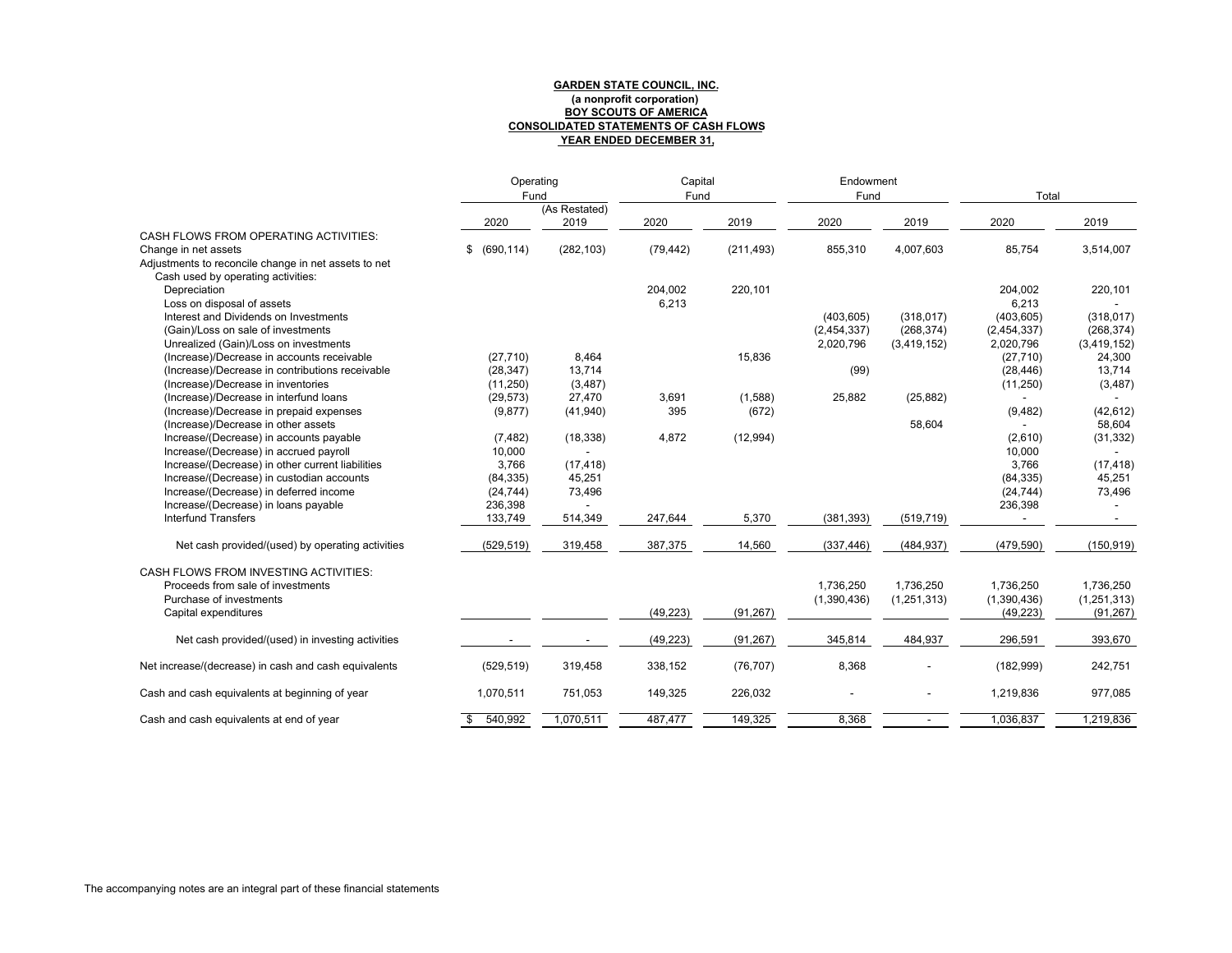**GARDEN STATE COUNCIL, INC.**
**(a nonprofit corporation)**
**BOY SCOUTS OF AMERICA**
**CONSOLIDATED STATEMENTS OF CASH FLOWS**
**YEAR ENDED DECEMBER 31,**

| | Operating Fund | | Capital Fund | | Endowment Fund | | Total | |
|---|---|---|---|---|---|---|---|---|
| | 2020 | (As Restated) 2019 | 2020 | 2019 | 2020 | 2019 | 2020 | 2019 |
| CASH FLOWS FROM OPERATING ACTIVITIES: | | | | | | | | |
| Change in net assets | $ (690,114) | (282,103) | (79,442) | (211,493) | 855,310 | 4,007,603 | 85,754 | 3,514,007 |
| Adjustments to reconcile change in net assets to net Cash used by operating activities: | | | | | | | | |
| Depreciation | | | 204,002 | 220,101 | | | 204,002 | 220,101 |
| Loss on disposal of assets | | | 6,213 | | | | 6,213 | - |
| Interest and Dividends on Investments | | | | | (403,605) | (318,017) | (403,605) | (318,017) |
| (Gain)/Loss on sale of investments | | | | | (2,454,337) | (268,374) | (2,454,337) | (268,374) |
| Unrealized (Gain)/Loss on investments | | | | | 2,020,796 | (3,419,152) | 2,020,796 | (3,419,152) |
| (Increase)/Decrease in accounts receivable | (27,710) | 8,464 | | 15,836 | | | (27,710) | 24,300 |
| (Increase)/Decrease in contributions receivable | (28,347) | 13,714 | | | (99) | | (28,446) | 13,714 |
| (Increase)/Decrease in inventories | (11,250) | (3,487) | | | | | (11,250) | (3,487) |
| (Increase)/Decrease in interfund loans | (29,573) | 27,470 | 3,691 | (1,588) | 25,882 | (25,882) | - | - |
| (Increase)/Decrease in prepaid expenses | (9,877) | (41,940) | 395 | (672) | | | (9,482) | (42,612) |
| (Increase)/Decrease in other assets | | | | | | 58,604 | - | 58,604 |
| Increase/(Decrease) in accounts payable | (7,482) | (18,338) | 4,872 | (12,994) | | | (2,610) | (31,332) |
| Increase/(Decrease) in accrued payroll | 10,000 | - | | | | | 10,000 | - |
| Increase/(Decrease) in other current liabilities | 3,766 | (17,418) | | | | | 3,766 | (17,418) |
| Increase/(Decrease) in custodian accounts | (84,335) | 45,251 | | | | | (84,335) | 45,251 |
| Increase/(Decrease) in deferred income | (24,744) | 73,496 | | | | | (24,744) | 73,496 |
| Increase/(Decrease) in loans payable | 236,398 | - | | | | | 236,398 | - |
| Interfund Transfers | 133,749 | 514,349 | 247,644 | 5,370 | (381,393) | (519,719) | - | - |
| Net cash provided/(used) by operating activities | (529,519) | 319,458 | 387,375 | 14,560 | (337,446) | (484,937) | (479,590) | (150,919) |
| CASH FLOWS FROM INVESTING ACTIVITIES: | | | | | | | | |
| Proceeds from sale of investments | | | | | 1,736,250 | 1,736,250 | 1,736,250 | 1,736,250 |
| Purchase of investments | | | | | (1,390,436) | (1,251,313) | (1,390,436) | (1,251,313) |
| Capital expenditures | | | (49,223) | (91,267) | | | (49,223) | (91,267) |
| Net cash provided/(used) in investing activities | - | - | (49,223) | (91,267) | 345,814 | 484,937 | 296,591 | 393,670 |
| Net increase/(decrease) in cash and cash equivalents | (529,519) | 319,458 | 338,152 | (76,707) | 8,368 | - | (182,999) | 242,751 |
| Cash and cash equivalents at beginning of year | 1,070,511 | 751,053 | 149,325 | 226,032 | - | - | 1,219,836 | 977,085 |
| Cash and cash equivalents at end of year | $ 540,992 | 1,070,511 | 487,477 | 149,325 | 8,368 | - | 1,036,837 | 1,219,836 |

The accompanying notes are an integral part of these financial statements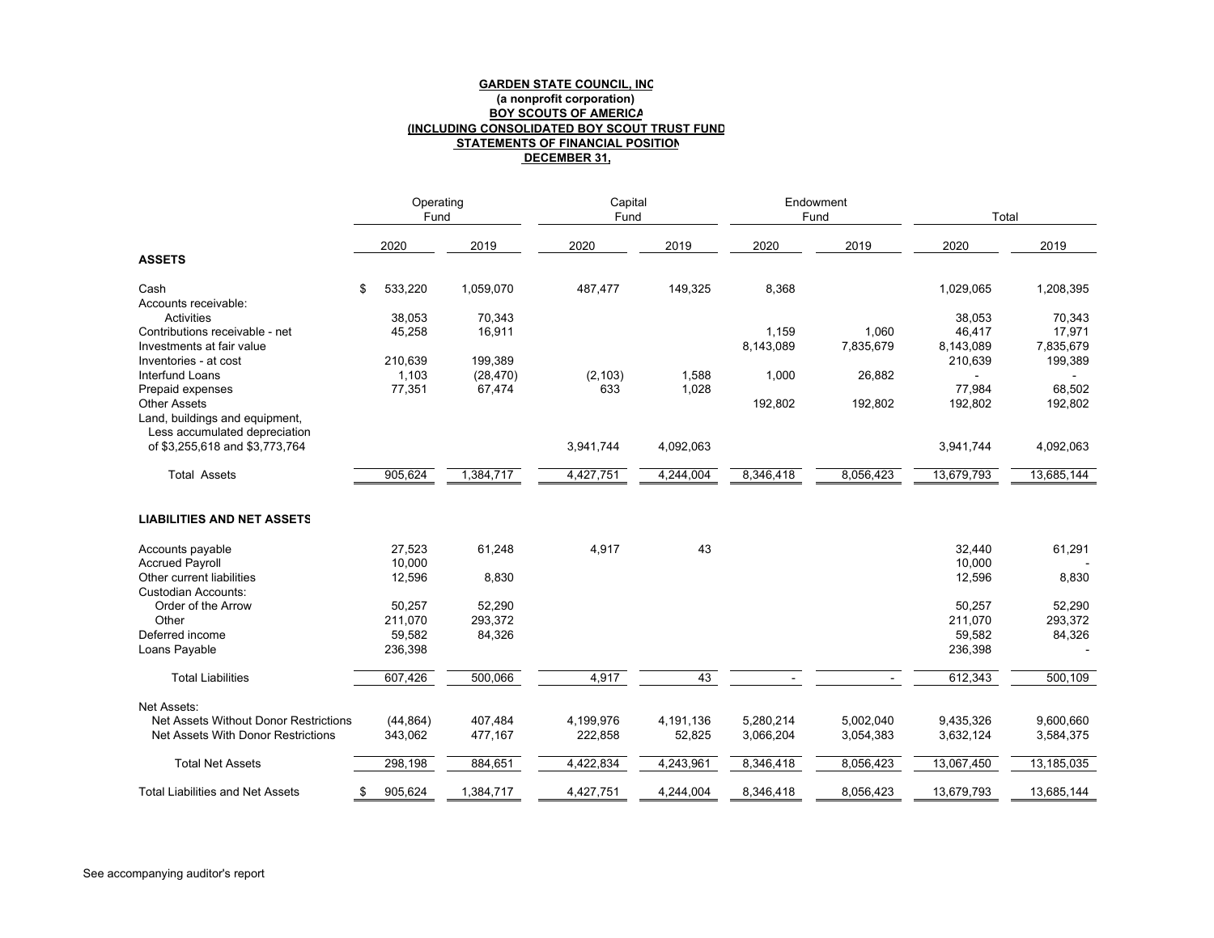**GARDEN STATE COUNCIL, INC**
**(a nonprofit corporation)**
**BOY SCOUTS OF AMERICA**
**(INCLUDING CONSOLIDATED BOY SCOUT TRUST FUND**
**STATEMENTS OF FINANCIAL POSITION**
**DECEMBER 31,**

| | Operating Fund | | Capital Fund | | Endowment Fund | | Total | |
|---|---|---|---|---|---|---|---|---|
| | 2020 | 2019 | 2020 | 2019 | 2020 | 2019 | 2020 | 2019 |
| **ASSETS** | | | | | | | | |
| Cash | $ 533,220 | 1,059,070 | 487,477 | 149,325 | 8,368 | | 1,029,065 | 1,208,395 |
| Accounts receivable: | | | | | | | | |
| Activities | 38,053 | 70,343 | | | | | 38,053 | 70,343 |
| Contributions receivable - net | 45,258 | 16,911 | | | 1,159 | 1,060 | 46,417 | 17,971 |
| Investments at fair value | | | | | 8,143,089 | 7,835,679 | 8,143,089 | 7,835,679 |
| Inventories - at cost | 210,639 | 199,389 | | | | | 210,639 | 199,389 |
| Interfund Loans | 1,103 | (28,470) | (2,103) | 1,588 | 1,000 | 26,882 | - | - |
| Prepaid expenses | 77,351 | 67,474 | 633 | 1,028 | | | 77,984 | 68,502 |
| Other Assets | | | | | 192,802 | 192,802 | 192,802 | 192,802 |
| Land, buildings and equipment, Less accumulated depreciation of $3,255,618 and $3,773,764 | | | 3,941,744 | 4,092,063 | | | 3,941,744 | 4,092,063 |
| Total Assets | 905,624 | 1,384,717 | 4,427,751 | 4,244,004 | 8,346,418 | 8,056,423 | 13,679,793 | 13,685,144 |
| **LIABILITIES AND NET ASSETS** | | | | | | | | |
| Accounts payable | 27,523 | 61,248 | 4,917 | 43 | | | 32,440 | 61,291 |
| Accrued Payroll | 10,000 | | | | | | 10,000 | - |
| Other current liabilities | 12,596 | 8,830 | | | | | 12,596 | 8,830 |
| Custodian Accounts: | | | | | | | | |
| Order of the Arrow | 50,257 | 52,290 | | | | | 50,257 | 52,290 |
| Other | 211,070 | 293,372 | | | | | 211,070 | 293,372 |
| Deferred income | 59,582 | 84,326 | | | | | 59,582 | 84,326 |
| Loans Payable | 236,398 | | | | | | 236,398 | - |
| Total Liabilities | 607,426 | 500,066 | 4,917 | 43 | - | - | 612,343 | 500,109 |
| Net Assets: | | | | | | | | |
| Net Assets Without Donor Restrictions | (44,864) | 407,484 | 4,199,976 | 4,191,136 | 5,280,214 | 5,002,040 | 9,435,326 | 9,600,660 |
| Net Assets With Donor Restrictions | 343,062 | 477,167 | 222,858 | 52,825 | 3,066,204 | 3,054,383 | 3,632,124 | 3,584,375 |
| Total Net Assets | 298,198 | 884,651 | 4,422,834 | 4,243,961 | 8,346,418 | 8,056,423 | 13,067,450 | 13,185,035 |
| Total Liabilities and Net Assets | $ 905,624 | 1,384,717 | 4,427,751 | 4,244,004 | 8,346,418 | 8,056,423 | 13,679,793 | 13,685,144 |

See accompanying auditor's report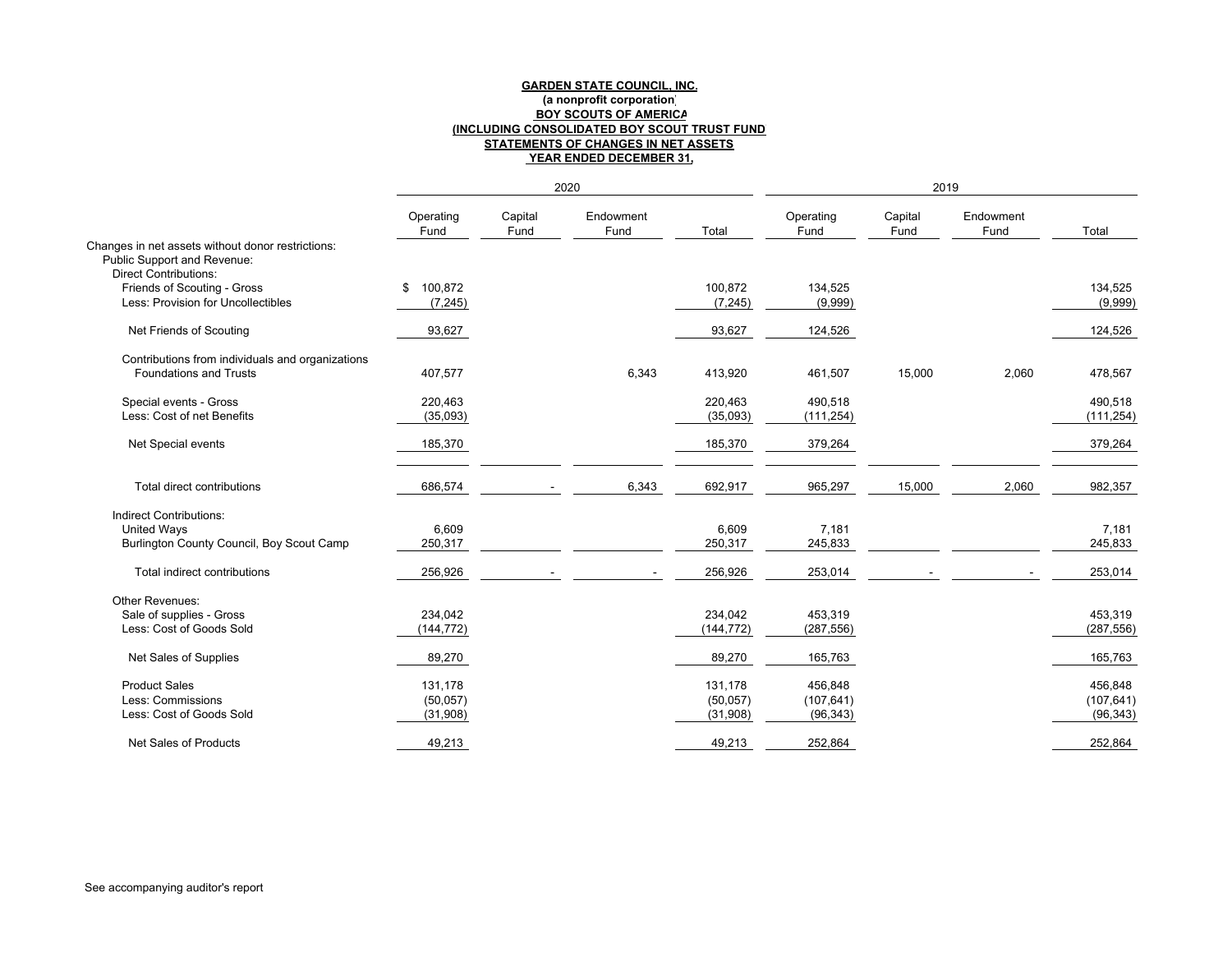**GARDEN STATE COUNCIL, INC.**
**(a nonprofit corporation)**
**BOY SCOUTS OF AMERICA**
**(INCLUDING CONSOLIDATED BOY SCOUT TRUST FUND**
**STATEMENTS OF CHANGES IN NET ASSETS**
**YEAR ENDED DECEMBER 31,**

| | 2020 | | | | 2019 | | | |
|---|---|---|---|---|---|---|---|---|
| | Operating Fund | Capital Fund | Endowment Fund | Total | Operating Fund | Capital Fund | Endowment Fund | Total |
| Changes in net assets without donor restrictions: | | | | | | | | |
| Public Support and Revenue: | | | | | | | | |
| Direct Contributions: | | | | | | | | |
| Friends of Scouting - Gross | $ 100,872 | | | 100,872 | 134,525 | | | 134,525 |
| Less: Provision for Uncollectibles | (7,245) | | | (7,245) | (9,999) | | | (9,999) |
| Net Friends of Scouting | 93,627 | | | 93,627 | 124,526 | | | 124,526 |
| Contributions from individuals and organizations Foundations and Trusts | 407,577 | | 6,343 | 413,920 | 461,507 | 15,000 | 2,060 | 478,567 |
| Special events - Gross | 220,463 | | | 220,463 | 490,518 | | | 490,518 |
| Less: Cost of net Benefits | (35,093) | | | (35,093) | (111,254) | | | (111,254) |
| Net Special events | 185,370 | | | 185,370 | 379,264 | | | 379,264 |
| Total direct contributions | 686,574 | - | 6,343 | 692,917 | 965,297 | 15,000 | 2,060 | 982,357 |
| Indirect Contributions: | | | | | | | | |
| United Ways | 6,609 | | | 6,609 | 7,181 | | | 7,181 |
| Burlington County Council, Boy Scout Camp | 250,317 | | | 250,317 | 245,833 | | | 245,833 |
| Total indirect contributions | 256,926 | - | - | 256,926 | 253,014 | - | - | 253,014 |
| Other Revenues: | | | | | | | | |
| Sale of supplies - Gross | 234,042 | | | 234,042 | 453,319 | | | 453,319 |
| Less: Cost of Goods Sold | (144,772) | | | (144,772) | (287,556) | | | (287,556) |
| Net Sales of Supplies | 89,270 | | | 89,270 | 165,763 | | | 165,763 |
| Product Sales | 131,178 | | | 131,178 | 456,848 | | | 456,848 |
| Less: Commissions | (50,057) | | | (50,057) | (107,641) | | | (107,641) |
| Less: Cost of Goods Sold | (31,908) | | | (31,908) | (96,343) | | | (96,343) |
| Net Sales of Products | 49,213 | | | 49,213 | 252,864 | | | 252,864 |

See accompanying auditor's report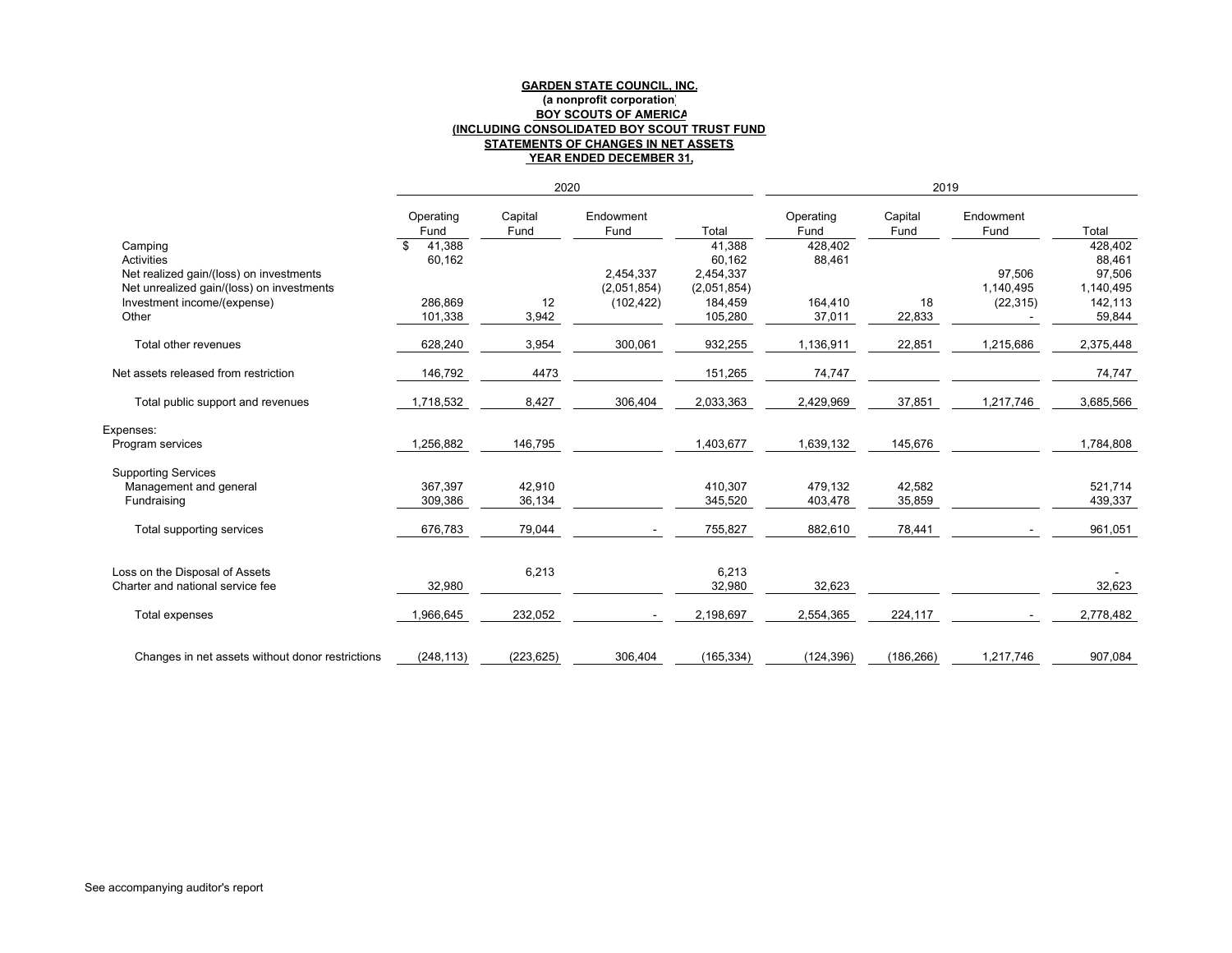**GARDEN STATE COUNCIL, INC.**
**(a nonprofit corporation)**
**BOY SCOUTS OF AMERICA**
**(INCLUDING CONSOLIDATED BOY SCOUT TRUST FUND**
**STATEMENTS OF CHANGES IN NET ASSETS**
**YEAR ENDED DECEMBER 31,**

| | 2020 | | | | 2019 | | | |
|---|---|---|---|---|---|---|---|---|
| | Operating Fund | Capital Fund | Endowment Fund | Total | Operating Fund | Capital Fund | Endowment Fund | Total |
| Camping | $ 41,388 | | | 41,388 | 428,402 | | | 428,402 |
| Activities | 60,162 | | | 60,162 | 88,461 | | | 88,461 |
| Net realized gain/(loss) on investments | | | 2,454,337 | 2,454,337 | | | 97,506 | 97,506 |
| Net unrealized gain/(loss) on investments | | | (2,051,854) | (2,051,854) | | | 1,140,495 | 1,140,495 |
| Investment income/(expense) | 286,869 | 12 | (102,422) | 184,459 | 164,410 | 18 | (22,315) | 142,113 |
| Other | 101,338 | 3,942 | | 105,280 | 37,011 | 22,833 | - | 59,844 |
| Total other revenues | 628,240 | 3,954 | 300,061 | 932,255 | 1,136,911 | 22,851 | 1,215,686 | 2,375,448 |
| Net assets released from restriction | 146,792 | 4473 | | 151,265 | 74,747 | | | 74,747 |
| Total public support and revenues | 1,718,532 | 8,427 | 306,404 | 2,033,363 | 2,429,969 | 37,851 | 1,217,746 | 3,685,566 |
| Expenses: | | | | | | | | |
| Program services | 1,256,882 | 146,795 | | 1,403,677 | 1,639,132 | 145,676 | | 1,784,808 |
| Supporting Services | | | | | | | | |
| Management and general | 367,397 | 42,910 | | 410,307 | 479,132 | 42,582 | | 521,714 |
| Fundraising | 309,386 | 36,134 | | 345,520 | 403,478 | 35,859 | | 439,337 |
| Total supporting services | 676,783 | 79,044 | - | 755,827 | 882,610 | 78,441 | - | 961,051 |
| Loss on the Disposal of Assets | | 6,213 | | 6,213 | | | | - |
| Charter and national service fee | 32,980 | | | 32,980 | 32,623 | | | 32,623 |
| Total expenses | 1,966,645 | 232,052 | - | 2,198,697 | 2,554,365 | 224,117 | - | 2,778,482 |
| Changes in net assets without donor restrictions | (248,113) | (223,625) | 306,404 | (165,334) | (124,396) | (186,266) | 1,217,746 | 907,084 |

See accompanying auditor's report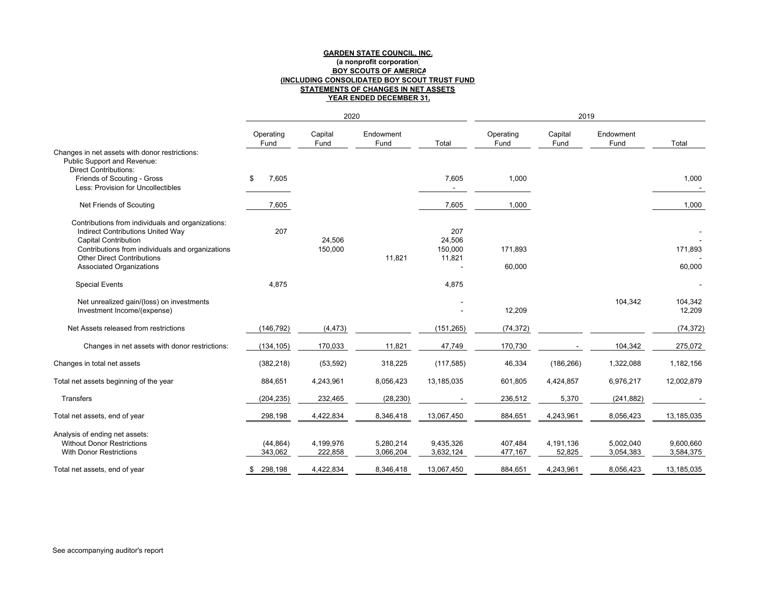**GARDEN STATE COUNCIL, INC.**
**(a nonprofit corporation)**
**BOY SCOUTS OF AMERICA**
**(INCLUDING CONSOLIDATED BOY SCOUT TRUST FUND**
**STATEMENTS OF CHANGES IN NET ASSETS**
**YEAR ENDED DECEMBER 31,**

| | 2020 | | | | 2019 | | | |
|---|---|---|---|---|---|---|---|---|
| | Operating Fund | Capital Fund | Endowment Fund | Total | Operating Fund | Capital Fund | Endowment Fund | Total |
| Changes in net assets with donor restrictions: | | | | | | | | |
| Public Support and Revenue: | | | | | | | | |
| Direct Contributions: | | | | | | | | |
| Friends of Scouting - Gross | $ 7,605 | | | 7,605 | 1,000 | | | 1,000 |
| Less: Provision for Uncollectibles | | | | - | | | | - |
| Net Friends of Scouting | 7,605 | | | 7,605 | 1,000 | | | 1,000 |
| Contributions from individuals and organizations: | | | | | | | | |
| Indirect Contributions United Way | 207 | | | 207 | | | | - |
| Capital Contribution | | 24,506 | | 24,506 | | | | - |
| Contributions from individuals and organizations | | 150,000 | | 150,000 | 171,893 | | | 171,893 |
| Other Direct Contributions | | | 11,821 | 11,821 | | | | - |
| Associated Organizations | | | | - | 60,000 | | | 60,000 |
| Special Events | 4,875 | | | 4,875 | | | | - |
| Net unrealized gain/(loss) on investments | | | | - | | | 104,342 | 104,342 |
| Investment Income/(expense) | | | | - | 12,209 | | | 12,209 |
| Net Assets released from restrictions | (146,792) | (4,473) | | (151,265) | (74,372) | | | (74,372) |
| Changes in net assets with donor restrictions: | (134,105) | 170,033 | 11,821 | 47,749 | 170,730 | - | 104,342 | 275,072 |
| Changes in total net assets | (382,218) | (53,592) | 318,225 | (117,585) | 46,334 | (186,266) | 1,322,088 | 1,182,156 |
| Total net assets beginning of the year | 884,651 | 4,243,961 | 8,056,423 | 13,185,035 | 601,805 | 4,424,857 | 6,976,217 | 12,002,879 |
| Transfers | (204,235) | 232,465 | (28,230) | - | 236,512 | 5,370 | (241,882) | - |
| Total net assets, end of year | 298,198 | 4,422,834 | 8,346,418 | 13,067,450 | 884,651 | 4,243,961 | 8,056,423 | 13,185,035 |
| Analysis of ending net assets: | | | | | | | | |
| Without Donor Restrictions | (44,864) | 4,199,976 | 5,280,214 | 9,435,326 | 407,484 | 4,191,136 | 5,002,040 | 9,600,660 |
| With Donor Restrictions | 343,062 | 222,858 | 3,066,204 | 3,632,124 | 477,167 | 52,825 | 3,054,383 | 3,584,375 |
| Total net assets, end of year | $ 298,198 | 4,422,834 | 8,346,418 | 13,067,450 | 884,651 | 4,243,961 | 8,056,423 | 13,185,035 |

See accompanying auditor's report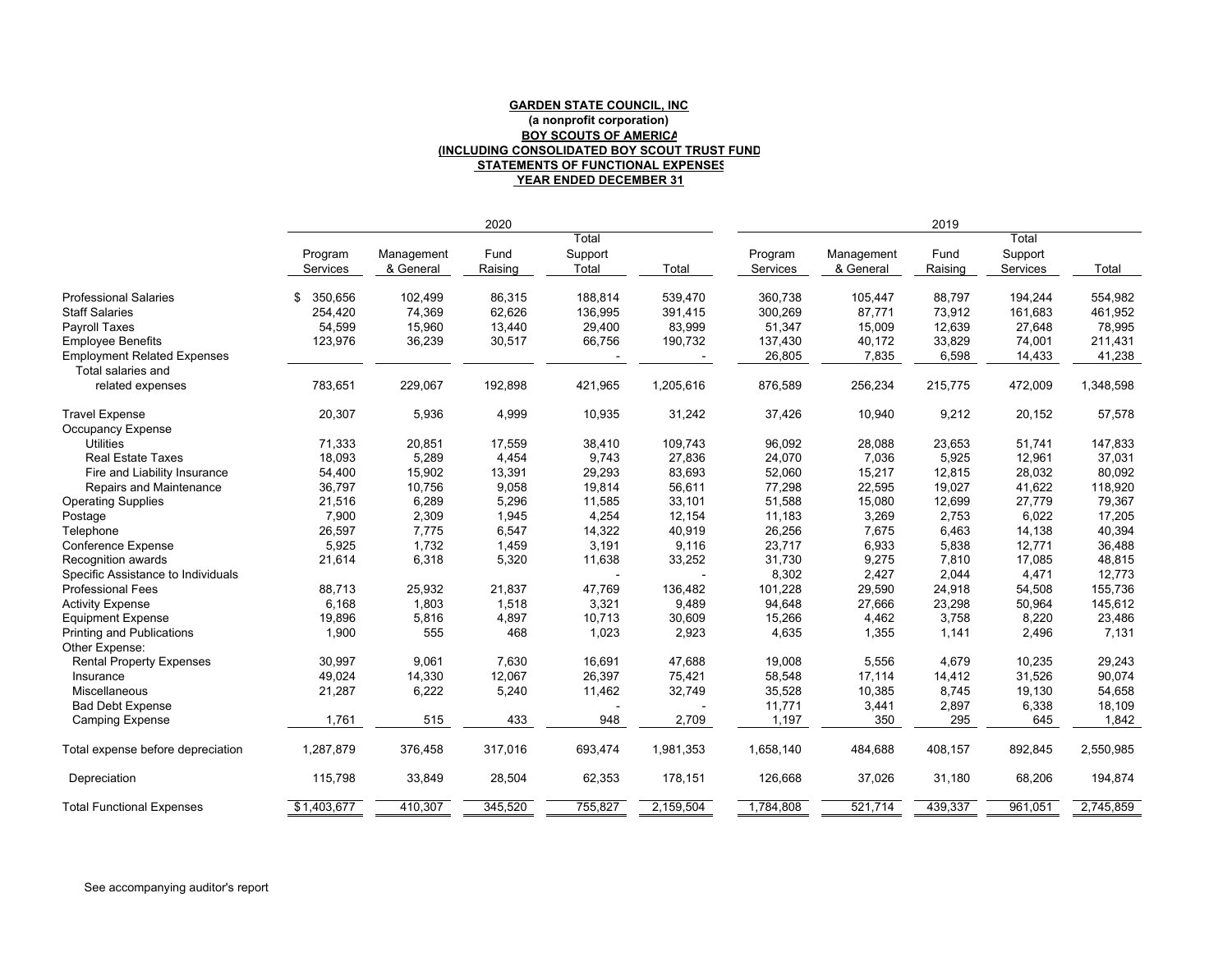**GARDEN STATE COUNCIL, INC**
**(a nonprofit corporation)**
**BOY SCOUTS OF AMERICA**
**(INCLUDING CONSOLIDATED BOY SCOUT TRUST FUND**
**STATEMENTS OF FUNCTIONAL EXPENSES**
**YEAR ENDED DECEMBER 31**

| | 2020 | | | | | 2019 | | | | |
|---|---|---|---|---|---|---|---|---|---|---|
| | Program Services | Management & General | Fund Raising | Total Support Total | Total | Program Services | Management & General | Fund Raising | Total Support Services | Total |
| Professional Salaries | $ 350,656 | 102,499 | 86,315 | 188,814 | 539,470 | 360,738 | 105,447 | 88,797 | 194,244 | 554,982 |
| Staff Salaries | 254,420 | 74,369 | 62,626 | 136,995 | 391,415 | 300,269 | 87,771 | 73,912 | 161,683 | 461,952 |
| Payroll Taxes | 54,599 | 15,960 | 13,440 | 29,400 | 83,999 | 51,347 | 15,009 | 12,639 | 27,648 | 78,995 |
| Employee Benefits | 123,976 | 36,239 | 30,517 | 66,756 | 190,732 | 137,430 | 40,172 | 33,829 | 74,001 | 211,431 |
| Employment Related Expenses | | | | - | - | 26,805 | 7,835 | 6,598 | 14,433 | 41,238 |
| Total salaries and related expenses | 783,651 | 229,067 | 192,898 | 421,965 | 1,205,616 | 876,589 | 256,234 | 215,775 | 472,009 | 1,348,598 |
| Travel Expense | 20,307 | 5,936 | 4,999 | 10,935 | 31,242 | 37,426 | 10,940 | 9,212 | 20,152 | 57,578 |
| Occupancy Expense | | | | | | | | | | |
| Utilities | 71,333 | 20,851 | 17,559 | 38,410 | 109,743 | 96,092 | 28,088 | 23,653 | 51,741 | 147,833 |
| Real Estate Taxes | 18,093 | 5,289 | 4,454 | 9,743 | 27,836 | 24,070 | 7,036 | 5,925 | 12,961 | 37,031 |
| Fire and Liability Insurance | 54,400 | 15,902 | 13,391 | 29,293 | 83,693 | 52,060 | 15,217 | 12,815 | 28,032 | 80,092 |
| Repairs and Maintenance | 36,797 | 10,756 | 9,058 | 19,814 | 56,611 | 77,298 | 22,595 | 19,027 | 41,622 | 118,920 |
| Operating Supplies | 21,516 | 6,289 | 5,296 | 11,585 | 33,101 | 51,588 | 15,080 | 12,699 | 27,779 | 79,367 |
| Postage | 7,900 | 2,309 | 1,945 | 4,254 | 12,154 | 11,183 | 3,269 | 2,753 | 6,022 | 17,205 |
| Telephone | 26,597 | 7,775 | 6,547 | 14,322 | 40,919 | 26,256 | 7,675 | 6,463 | 14,138 | 40,394 |
| Conference Expense | 5,925 | 1,732 | 1,459 | 3,191 | 9,116 | 23,717 | 6,933 | 5,838 | 12,771 | 36,488 |
| Recognition awards | 21,614 | 6,318 | 5,320 | 11,638 | 33,252 | 31,730 | 9,275 | 7,810 | 17,085 | 48,815 |
| Specific Assistance to Individuals | | | | - | - | 8,302 | 2,427 | 2,044 | 4,471 | 12,773 |
| Professional Fees | 88,713 | 25,932 | 21,837 | 47,769 | 136,482 | 101,228 | 29,590 | 24,918 | 54,508 | 155,736 |
| Activity Expense | 6,168 | 1,803 | 1,518 | 3,321 | 9,489 | 94,648 | 27,666 | 23,298 | 50,964 | 145,612 |
| Equipment Expense | 19,896 | 5,816 | 4,897 | 10,713 | 30,609 | 15,266 | 4,462 | 3,758 | 8,220 | 23,486 |
| Printing and Publications | 1,900 | 555 | 468 | 1,023 | 2,923 | 4,635 | 1,355 | 1,141 | 2,496 | 7,131 |
| Other Expense: | | | | | | | | | | |
| Rental Property Expenses | 30,997 | 9,061 | 7,630 | 16,691 | 47,688 | 19,008 | 5,556 | 4,679 | 10,235 | 29,243 |
| Insurance | 49,024 | 14,330 | 12,067 | 26,397 | 75,421 | 58,548 | 17,114 | 14,412 | 31,526 | 90,074 |
| Miscellaneous | 21,287 | 6,222 | 5,240 | 11,462 | 32,749 | 35,528 | 10,385 | 8,745 | 19,130 | 54,658 |
| Bad Debt Expense | | | | - | - | 11,771 | 3,441 | 2,897 | 6,338 | 18,109 |
| Camping Expense | 1,761 | 515 | 433 | 948 | 2,709 | 1,197 | 350 | 295 | 645 | 1,842 |
| Total expense before depreciation | 1,287,879 | 376,458 | 317,016 | 693,474 | 1,981,353 | 1,658,140 | 484,688 | 408,157 | 892,845 | 2,550,985 |
| Depreciation | 115,798 | 33,849 | 28,504 | 62,353 | 178,151 | 126,668 | 37,026 | 31,180 | 68,206 | 194,874 |
| Total Functional Expenses | $1,403,677 | 410,307 | 345,520 | 755,827 | 2,159,504 | 1,784,808 | 521,714 | 439,337 | 961,051 | 2,745,859 |

See accompanying auditor's report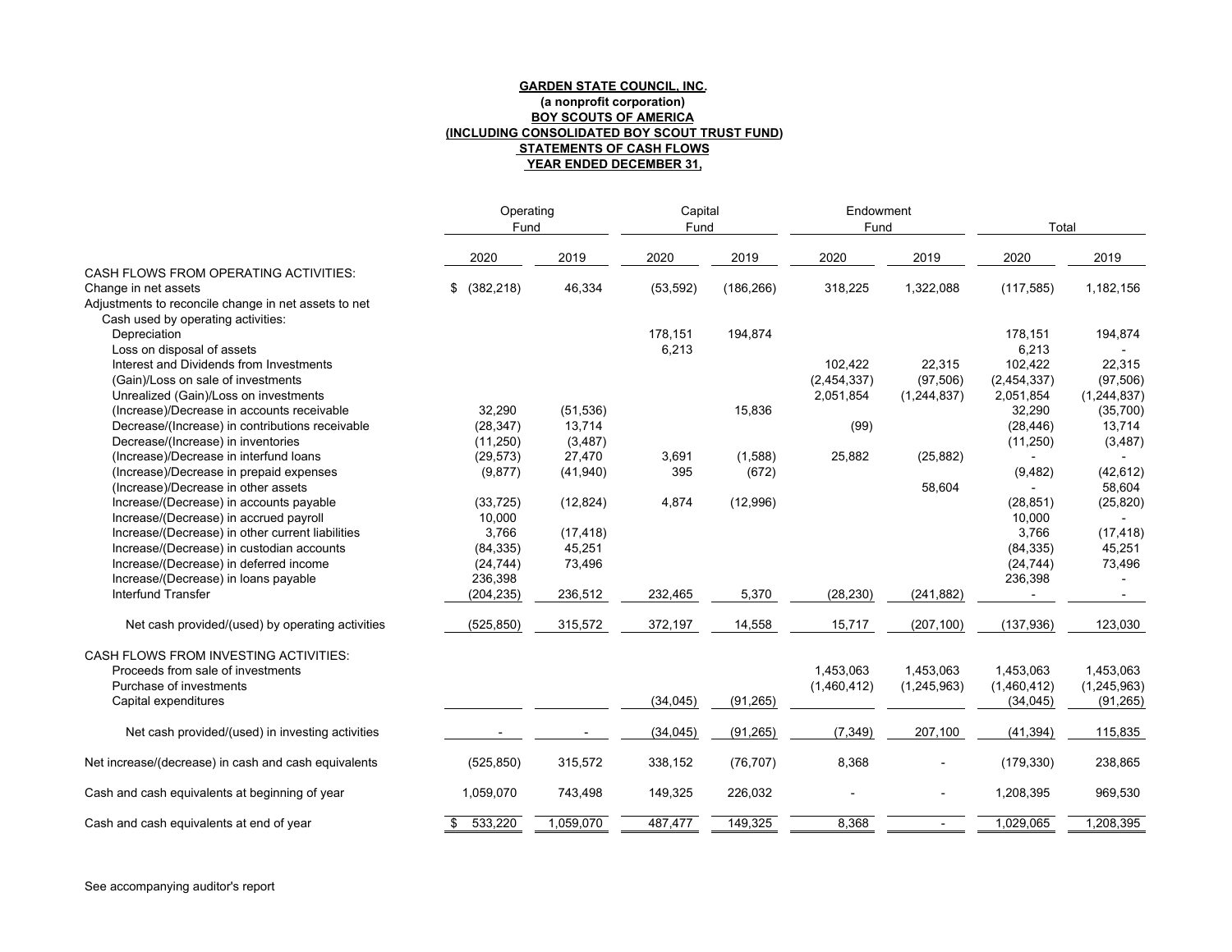**GARDEN STATE COUNCIL, INC.**
**(a nonprofit corporation)**
**BOY SCOUTS OF AMERICA**
**(INCLUDING CONSOLIDATED BOY SCOUT TRUST FUND)**
**STATEMENTS OF CASH FLOWS**
**YEAR ENDED DECEMBER 31,**

| | Operating Fund | | Capital Fund | | Endowment Fund | | Total | |
|---|---|---|---|---|---|---|---|---|
| | 2020 | 2019 | 2020 | 2019 | 2020 | 2019 | 2020 | 2019 |
| CASH FLOWS FROM OPERATING ACTIVITIES: | | | | | | | | |
| Change in net assets | $ (382,218) | 46,334 | (53,592) | (186,266) | 318,225 | 1,322,088 | (117,585) | 1,182,156 |
| Adjustments to reconcile change in net assets to net Cash used by operating activities: | | | | | | | | |
| Depreciation | | | 178,151 | 194,874 | | | 178,151 | 194,874 |
| Loss on disposal of assets | | | 6,213 | | | | 6,213 | - |
| Interest and Dividends from Investments | | | | | 102,422 | 22,315 | 102,422 | 22,315 |
| (Gain)/Loss on sale of investments | | | | | (2,454,337) | (97,506) | (2,454,337) | (97,506) |
| Unrealized (Gain)/Loss on investments | | | | | 2,051,854 | (1,244,837) | 2,051,854 | (1,244,837) |
| (Increase)/Decrease in accounts receivable | 32,290 | (51,536) | | 15,836 | | | 32,290 | (35,700) |
| Decrease/(Increase) in contributions receivable | (28,347) | 13,714 | | | (99) | | (28,446) | 13,714 |
| Decrease/(Increase) in inventories | (11,250) | (3,487) | | | | | (11,250) | (3,487) |
| (Increase)/Decrease in interfund loans | (29,573) | 27,470 | 3,691 | (1,588) | 25,882 | (25,882) | - | - |
| (Increase)/Decrease in prepaid expenses | (9,877) | (41,940) | 395 | (672) | | | (9,482) | (42,612) |
| (Increase)/Decrease in other assets | | | | | | 58,604 | - | 58,604 |
| Increase/(Decrease) in accounts payable | (33,725) | (12,824) | 4,874 | (12,996) | | | (28,851) | (25,820) |
| Increase/(Decrease) in accrued payroll | 10,000 | | | | | | 10,000 | - |
| Increase/(Decrease) in other current liabilities | 3,766 | (17,418) | | | | | 3,766 | (17,418) |
| Increase/(Decrease) in custodian accounts | (84,335) | 45,251 | | | | | (84,335) | 45,251 |
| Increase/(Decrease) in deferred income | (24,744) | 73,496 | | | | | (24,744) | 73,496 |
| Increase/(Decrease) in loans payable | 236,398 | | | | | | 236,398 | - |
| Interfund Transfer | (204,235) | 236,512 | 232,465 | 5,370 | (28,230) | (241,882) | - | - |
| Net cash provided/(used) by operating activities | (525,850) | 315,572 | 372,197 | 14,558 | 15,717 | (207,100) | (137,936) | 123,030 |
| CASH FLOWS FROM INVESTING ACTIVITIES: | | | | | | | | |
| Proceeds from sale of investments | | | | | 1,453,063 | 1,453,063 | 1,453,063 | 1,453,063 |
| Purchase of investments | | | | | (1,460,412) | (1,245,963) | (1,460,412) | (1,245,963) |
| Capital expenditures | | | (34,045) | (91,265) | | | (34,045) | (91,265) |
| Net cash provided/(used) in investing activities | - | - | (34,045) | (91,265) | (7,349) | 207,100 | (41,394) | 115,835 |
| Net increase/(decrease) in cash and cash equivalents | (525,850) | 315,572 | 338,152 | (76,707) | 8,368 | - | (179,330) | 238,865 |
| Cash and cash equivalents at beginning of year | 1,059,070 | 743,498 | 149,325 | 226,032 | - | - | 1,208,395 | 969,530 |
| Cash and cash equivalents at end of year | $ 533,220 | 1,059,070 | 487,477 | 149,325 | 8,368 | - | 1,029,065 | 1,208,395 |

See accompanying auditor's report